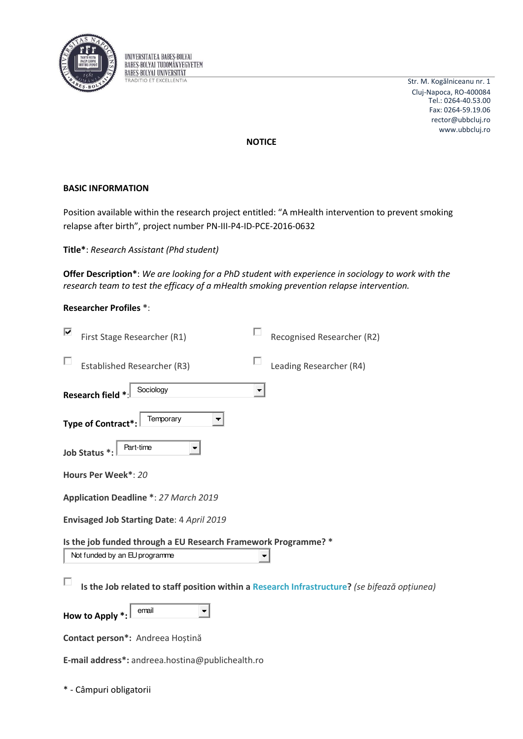UNIVERSITATEA BABEŞ-BOLYAI
BABEŞ-BOLYAI TUDOMÁNYEGYETEM
BABEŞ-BOLYAI UNIVERSITÄT
TRADITIO ET EXCELLENTIA

Str. M. Kogălniceanu nr. 1
Cluj-Napoca, RO-400084
Tel.: 0264-40.53.00
Fax: 0264-59.19.06
rector@ubbcluj.ro
www.ubbcluj.ro

**NOTICE**

**BASIC INFORMATION**

Position available within the research project entitled: “A mHealth intervention to prevent smoking relapse after birth”, project number PN-III-P4-ID-PCE-2016-0632

**Title***: *Research Assistant (Phd student)*

**Offer Description***: *We are looking for a PhD student with experience in sociology to work with the research team to test the efficacy of a mHealth smoking prevention relapse intervention.*

**Researcher Profiles** *:

- [x] First Stage Researcher (R1)
- [ ] Recognised Researcher (R2)
- [ ] Established Researcher (R3)
- [ ] Leading Researcher (R4)

**Research field** *: Sociology

**Type of Contract***: Temporary

**Job Status** *: Part-time

**Hours Per Week***: *20*

**Application Deadline** *: *27 March 2019*

**Envisaged Job Starting Date**: 4 *April 2019*

**Is the job funded through a EU Research Framework Programme?** *

Not funded by an EU programme

- [ ] **Is the Job related to staff position within a Research Infrastructure?** *(se bifează opțiunea)*

**How to Apply** *: email

**Contact person***: Andreea Hoștină

**E-mail address***: andreea.hostina@publichealth.ro

* - Câmpuri obligatorii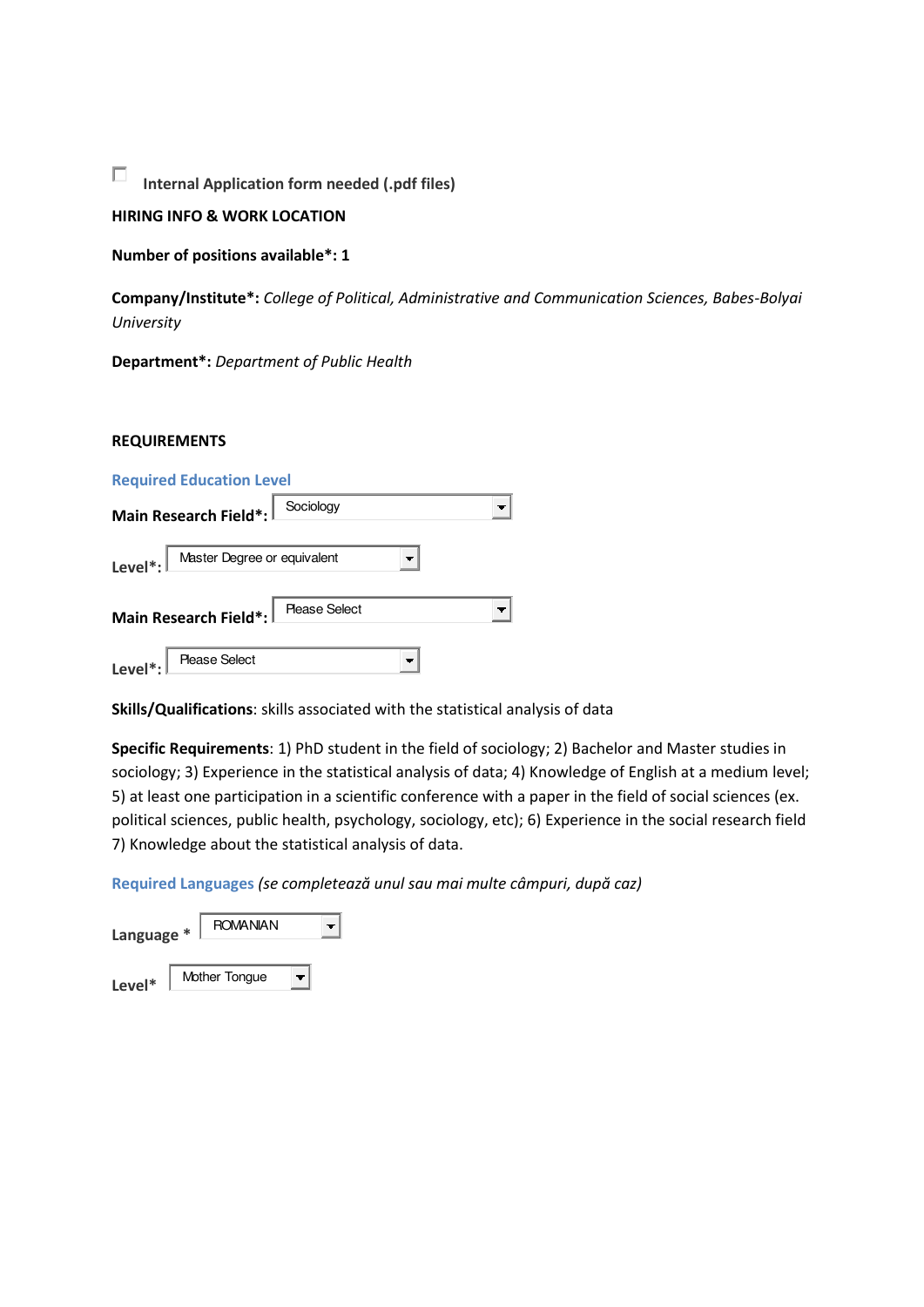☐ **Internal Application form needed (.pdf files)**

**HIRING INFO & WORK LOCATION**

**Number of positions available*: 1**

**Company/Institute*:** *College of Political, Administrative and Communication Sciences, Babes-Bolyai University*

**Department*:** *Department of Public Health*

**REQUIREMENTS**

**Required Education Level**

**Main Research Field*:** Sociology

**Level*:** Master Degree or equivalent

**Main Research Field*:** Please Select

**Level*:** Please Select

**Skills/Qualifications**: skills associated with the statistical analysis of data

**Specific Requirements**: 1) PhD student in the field of sociology; 2) Bachelor and Master studies in sociology; 3) Experience in the statistical analysis of data; 4) Knowledge of English at a medium level; 5) at least one participation in a scientific conference with a paper in the field of social sciences (ex. political sciences, public health, psychology, sociology, etc); 6) Experience in the social research field 7) Knowledge about the statistical analysis of data.

**Required Languages** *(se completează unul sau mai multe câmpuri, după caz)*

**Language *** ROMANIAN

**Level*** Mother Tongue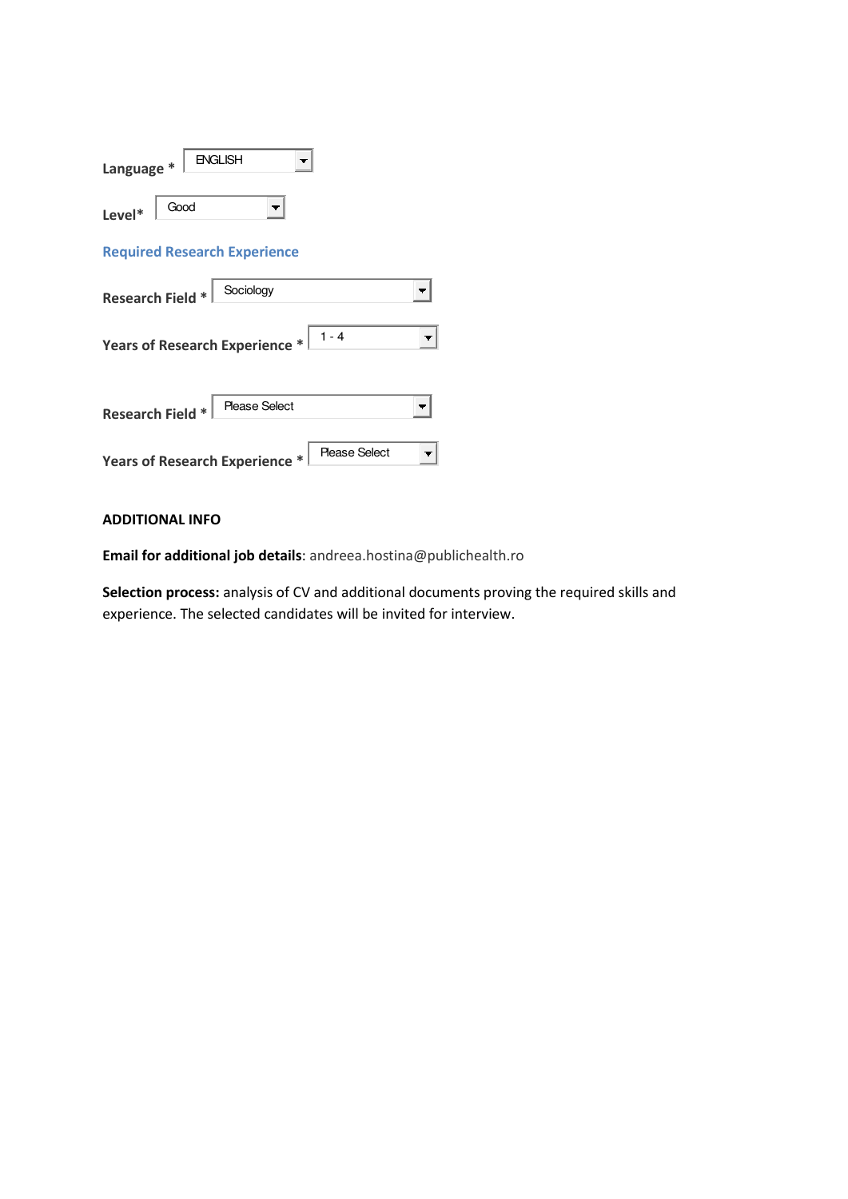**Language** * ENGLISH

**Level*** Good

**Required Research Experience**

**Research Field** * Sociology

**Years of Research Experience** * 1 - 4

**Research Field** * Please Select

**Years of Research Experience** * Please Select

**ADDITIONAL INFO**

**Email for additional job details**: andreea.hostina@publichealth.ro

**Selection process:** analysis of CV and additional documents proving the required skills and experience. The selected candidates will be invited for interview.